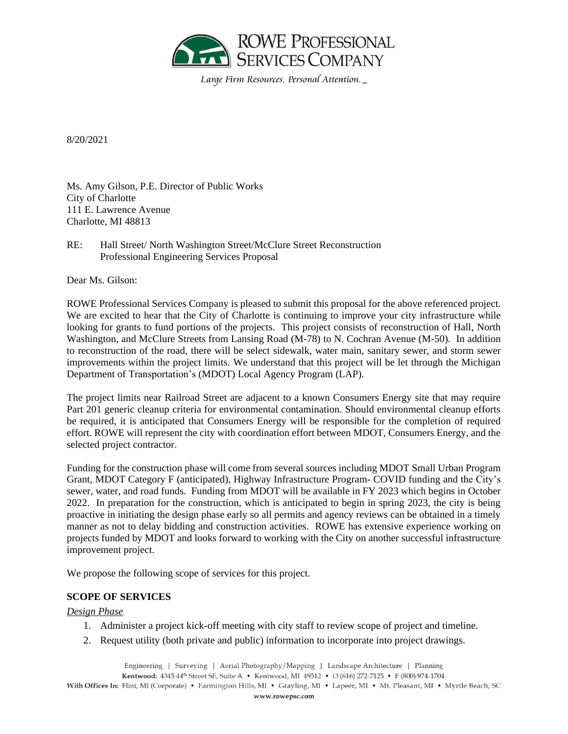ROWE PROFESSIONAL SERVICES COMPANY

*Large Firm Resources. Personal Attention.*

8/20/2021

Ms. Amy Gilson, P.E. Director of Public Works
City of Charlotte
111 E. Lawrence Avenue
Charlotte, MI 48813

RE: Hall Street/ North Washington Street/McClure Street Reconstruction
Professional Engineering Services Proposal

Dear Ms. Gilson:

ROWE Professional Services Company is pleased to submit this proposal for the above referenced project. We are excited to hear that the City of Charlotte is continuing to improve your city infrastructure while looking for grants to fund portions of the projects. This project consists of reconstruction of Hall, North Washington, and McClure Streets from Lansing Road (M-78) to N. Cochran Avenue (M-50). In addition to reconstruction of the road, there will be select sidewalk, water main, sanitary sewer, and storm sewer improvements within the project limits. We understand that this project will be let through the Michigan Department of Transportation's (MDOT) Local Agency Program (LAP).

The project limits near Railroad Street are adjacent to a known Consumers Energy site that may require Part 201 generic cleanup criteria for environmental contamination. Should environmental cleanup efforts be required, it is anticipated that Consumers Energy will be responsible for the completion of required effort. ROWE will represent the city with coordination effort between MDOT, Consumers Energy, and the selected project contractor.

Funding for the construction phase will come from several sources including MDOT Small Urban Program Grant, MDOT Category F (anticipated), Highway Infrastructure Program- COVID funding and the City's sewer, water, and road funds. Funding from MDOT will be available in FY 2023 which begins in October 2022. In preparation for the construction, which is anticipated to begin in spring 2023, the city is being proactive in initiating the design phase early so all permits and agency reviews can be obtained in a timely manner as not to delay bidding and construction activities. ROWE has extensive experience working on projects funded by MDOT and looks forward to working with the City on another successful infrastructure improvement project.

We propose the following scope of services for this project.

## SCOPE OF SERVICES

*Design Phase*

1. Administer a project kick-off meeting with city staff to review scope of project and timeline.
2. Request utility (both private and public) information to incorporate into project drawings.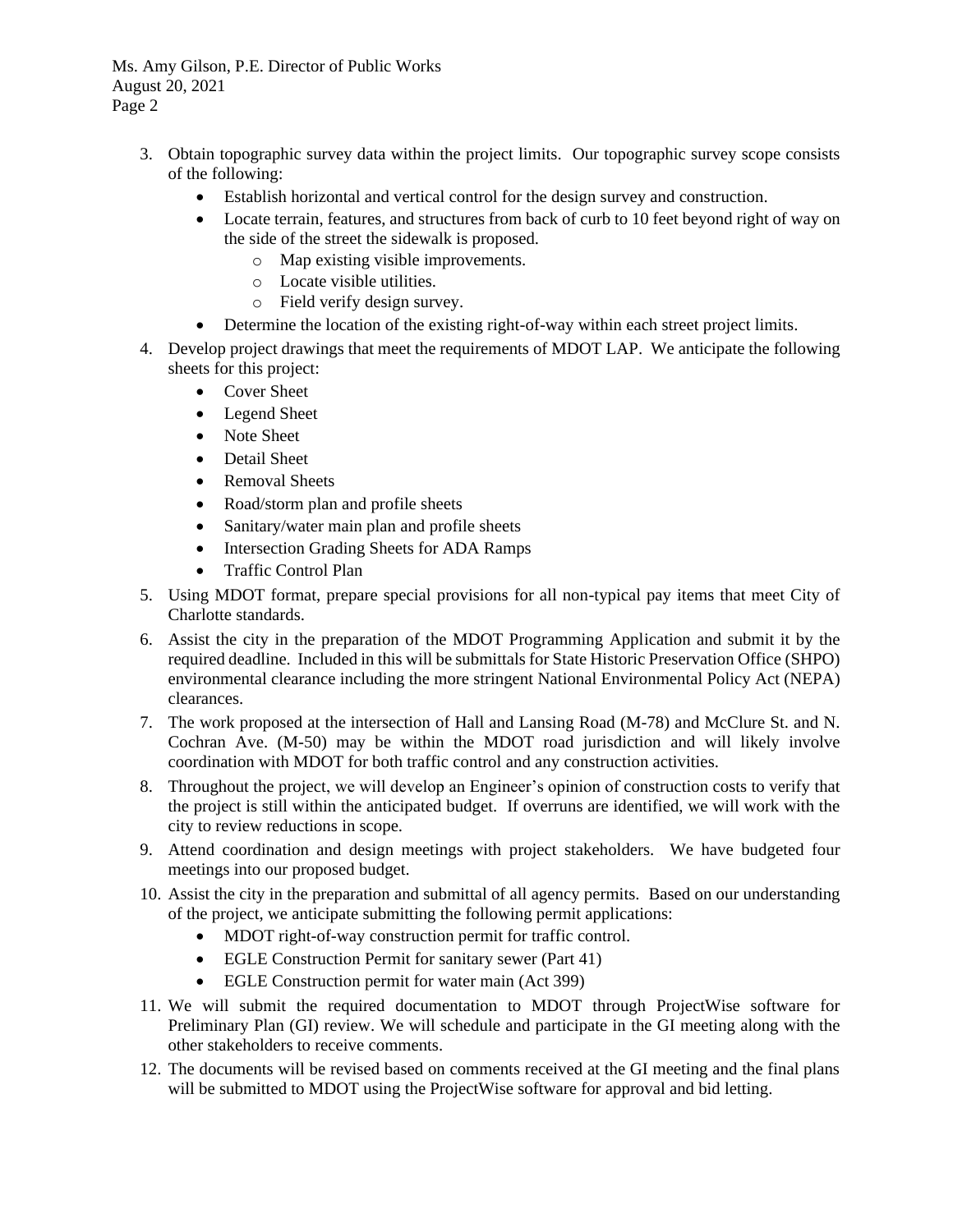3. Obtain topographic survey data within the project limits. Our topographic survey scope consists of the following:
   - Establish horizontal and vertical control for the design survey and construction.
   - Locate terrain, features, and structures from back of curb to 10 feet beyond right of way on the side of the street the sidewalk is proposed.
     - Map existing visible improvements.
     - Locate visible utilities.
     - Field verify design survey.
   - Determine the location of the existing right-of-way within each street project limits.
4. Develop project drawings that meet the requirements of MDOT LAP. We anticipate the following sheets for this project:
   - Cover Sheet
   - Legend Sheet
   - Note Sheet
   - Detail Sheet
   - Removal Sheets
   - Road/storm plan and profile sheets
   - Sanitary/water main plan and profile sheets
   - Intersection Grading Sheets for ADA Ramps
   - Traffic Control Plan
5. Using MDOT format, prepare special provisions for all non-typical pay items that meet City of Charlotte standards.
6. Assist the city in the preparation of the MDOT Programming Application and submit it by the required deadline. Included in this will be submittals for State Historic Preservation Office (SHPO) environmental clearance including the more stringent National Environmental Policy Act (NEPA) clearances.
7. The work proposed at the intersection of Hall and Lansing Road (M-78) and McClure St. and N. Cochran Ave. (M-50) may be within the MDOT road jurisdiction and will likely involve coordination with MDOT for both traffic control and any construction activities.
8. Throughout the project, we will develop an Engineer's opinion of construction costs to verify that the project is still within the anticipated budget. If overruns are identified, we will work with the city to review reductions in scope.
9. Attend coordination and design meetings with project stakeholders. We have budgeted four meetings into our proposed budget.
10. Assist the city in the preparation and submittal of all agency permits. Based on our understanding of the project, we anticipate submitting the following permit applications:
    - MDOT right-of-way construction permit for traffic control.
    - EGLE Construction Permit for sanitary sewer (Part 41)
    - EGLE Construction permit for water main (Act 399)
11. We will submit the required documentation to MDOT through ProjectWise software for Preliminary Plan (GI) review. We will schedule and participate in the GI meeting along with the other stakeholders to receive comments.
12. The documents will be revised based on comments received at the GI meeting and the final plans will be submitted to MDOT using the ProjectWise software for approval and bid letting.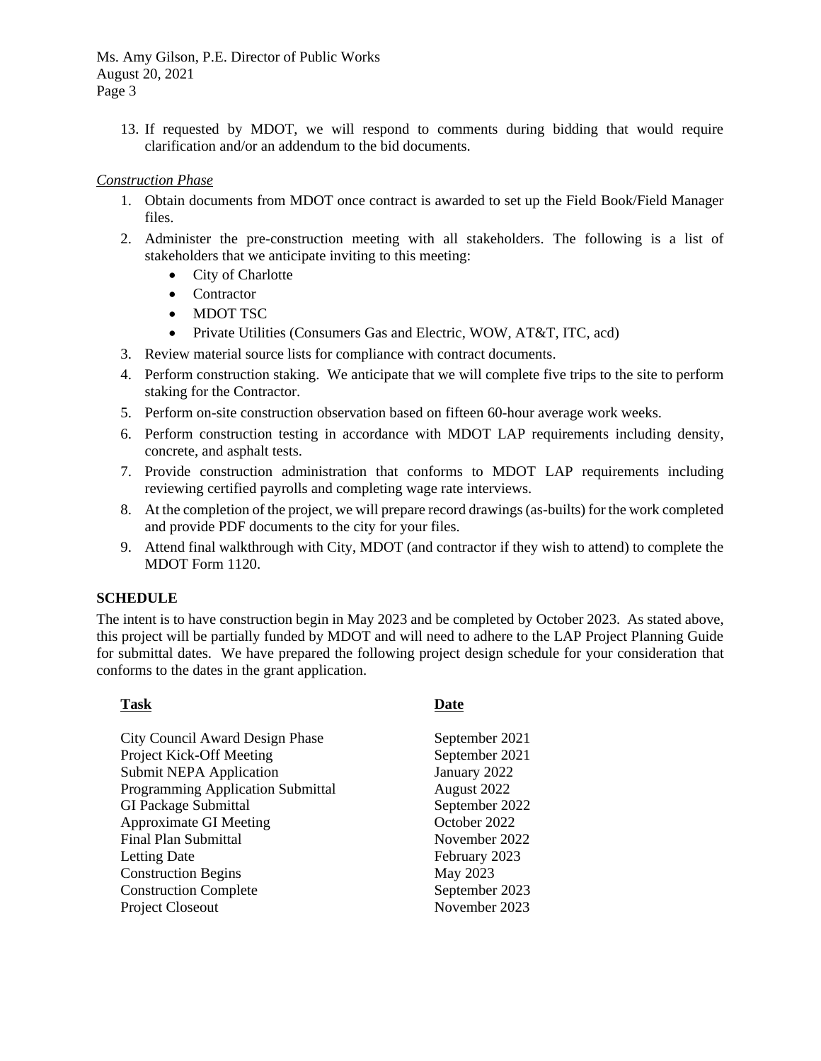13. If requested by MDOT, we will respond to comments during bidding that would require clarification and/or an addendum to the bid documents.

*Construction Phase*

1. Obtain documents from MDOT once contract is awarded to set up the Field Book/Field Manager files.
2. Administer the pre-construction meeting with all stakeholders. The following is a list of stakeholders that we anticipate inviting to this meeting:
   - City of Charlotte
   - Contractor
   - MDOT TSC
   - Private Utilities (Consumers Gas and Electric, WOW, AT&T, ITC, acd)
3. Review material source lists for compliance with contract documents.
4. Perform construction staking. We anticipate that we will complete five trips to the site to perform staking for the Contractor.
5. Perform on-site construction observation based on fifteen 60-hour average work weeks.
6. Perform construction testing in accordance with MDOT LAP requirements including density, concrete, and asphalt tests.
7. Provide construction administration that conforms to MDOT LAP requirements including reviewing certified payrolls and completing wage rate interviews.
8. At the completion of the project, we will prepare record drawings (as-builts) for the work completed and provide PDF documents to the city for your files.
9. Attend final walkthrough with City, MDOT (and contractor if they wish to attend) to complete the MDOT Form 1120.

**SCHEDULE**

The intent is to have construction begin in May 2023 and be completed by October 2023. As stated above, this project will be partially funded by MDOT and will need to adhere to the LAP Project Planning Guide for submittal dates. We have prepared the following project design schedule for your consideration that conforms to the dates in the grant application.

| Task | Date |
|---|---|
| City Council Award Design Phase | September 2021 |
| Project Kick-Off Meeting | September 2021 |
| Submit NEPA Application | January 2022 |
| Programming Application Submittal | August 2022 |
| GI Package Submittal | September 2022 |
| Approximate GI Meeting | October 2022 |
| Final Plan Submittal | November 2022 |
| Letting Date | February 2023 |
| Construction Begins | May 2023 |
| Construction Complete | September 2023 |
| Project Closeout | November 2023 |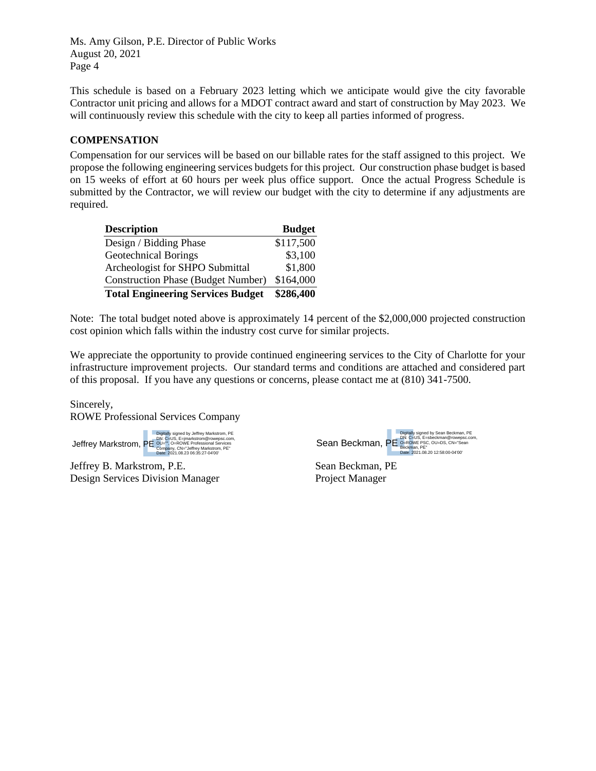Ms. Amy Gilson, P.E. Director of Public Works
August 20, 2021
Page 4

This schedule is based on a February 2023 letting which we anticipate would give the city favorable Contractor unit pricing and allows for a MDOT contract award and start of construction by May 2023. We will continuously review this schedule with the city to keep all parties informed of progress.

**COMPENSATION**

Compensation for our services will be based on our billable rates for the staff assigned to this project. We propose the following engineering services budgets for this project. Our construction phase budget is based on 15 weeks of effort at 60 hours per week plus office support. Once the actual Progress Schedule is submitted by the Contractor, we will review our budget with the city to determine if any adjustments are required.

| Description | Budget |
|---|---:|
| Design / Bidding Phase | $117,500 |
| Geotechnical Borings | $3,100 |
| Archeologist for SHPO Submittal | $1,800 |
| Construction Phase (Budget Number) | $164,000 |
| **Total Engineering Services Budget** | **$286,400** |

Note: The total budget noted above is approximately 14 percent of the $2,000,000 projected construction cost opinion which falls within the industry cost curve for similar projects.

We appreciate the opportunity to provide continued engineering services to the City of Charlotte for your infrastructure improvement projects. Our standard terms and conditions are attached and considered part of this proposal. If you have any questions or concerns, please contact me at (810) 341-7500.

Sincerely,
ROWE Professional Services Company

Jeffrey Markstrom, PE
Digitally signed by Jeffrey Markstrom, PE
DN: C=US, E=jmarkstrom@rowepsc.com, OU="", O=ROWE Professional Services Company, CN="Jeffrey Markstrom, PE"
Date: 2021.08.23 06:35:27-04'00'

Jeffrey B. Markstrom, P.E.
Design Services Division Manager

Sean Beckman, PE
Digitally signed by Sean Beckman, PE
DN: C=US, E=sbeckman@rowepsc.com, O=ROWE PSC, OU=DS, CN="Sean Beckman, PE"
Date: 2021.08.20 12:58:00-04'00'

Sean Beckman, PE
Project Manager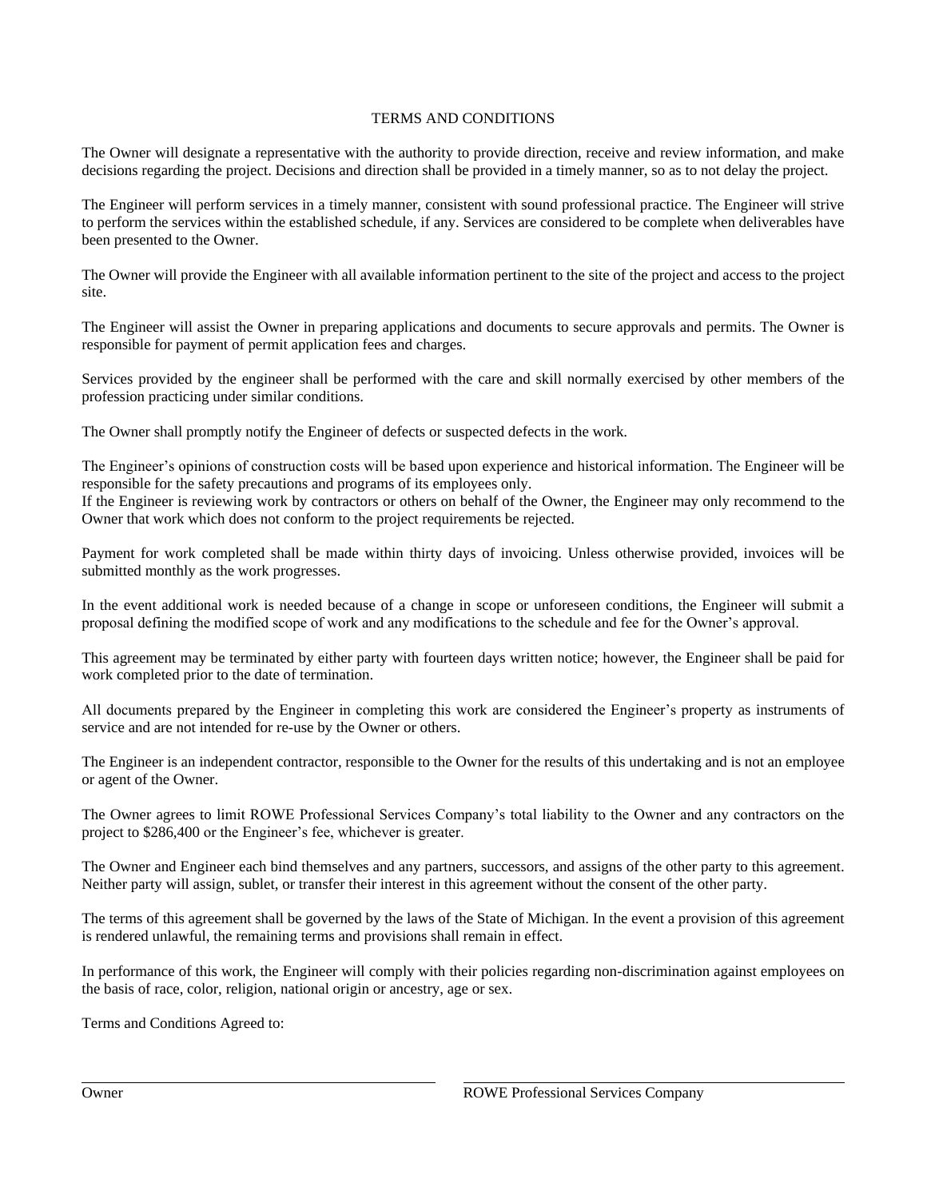# TERMS AND CONDITIONS

The Owner will designate a representative with the authority to provide direction, receive and review information, and make decisions regarding the project. Decisions and direction shall be provided in a timely manner, so as to not delay the project.

The Engineer will perform services in a timely manner, consistent with sound professional practice. The Engineer will strive to perform the services within the established schedule, if any. Services are considered to be complete when deliverables have been presented to the Owner.

The Owner will provide the Engineer with all available information pertinent to the site of the project and access to the project site.

The Engineer will assist the Owner in preparing applications and documents to secure approvals and permits. The Owner is responsible for payment of permit application fees and charges.

Services provided by the engineer shall be performed with the care and skill normally exercised by other members of the profession practicing under similar conditions.

The Owner shall promptly notify the Engineer of defects or suspected defects in the work.

The Engineer's opinions of construction costs will be based upon experience and historical information. The Engineer will be responsible for the safety precautions and programs of its employees only.
If the Engineer is reviewing work by contractors or others on behalf of the Owner, the Engineer may only recommend to the Owner that work which does not conform to the project requirements be rejected.

Payment for work completed shall be made within thirty days of invoicing. Unless otherwise provided, invoices will be submitted monthly as the work progresses.

In the event additional work is needed because of a change in scope or unforeseen conditions, the Engineer will submit a proposal defining the modified scope of work and any modifications to the schedule and fee for the Owner's approval.

This agreement may be terminated by either party with fourteen days written notice; however, the Engineer shall be paid for work completed prior to the date of termination.

All documents prepared by the Engineer in completing this work are considered the Engineer's property as instruments of service and are not intended for re-use by the Owner or others.

The Engineer is an independent contractor, responsible to the Owner for the results of this undertaking and is not an employee or agent of the Owner.

The Owner agrees to limit ROWE Professional Services Company's total liability to the Owner and any contractors on the project to $286,400 or the Engineer's fee, whichever is greater.

The Owner and Engineer each bind themselves and any partners, successors, and assigns of the other party to this agreement. Neither party will assign, sublet, or transfer their interest in this agreement without the consent of the other party.

The terms of this agreement shall be governed by the laws of the State of Michigan. In the event a provision of this agreement is rendered unlawful, the remaining terms and provisions shall remain in effect.

In performance of this work, the Engineer will comply with their policies regarding non-discrimination against employees on the basis of race, color, religion, national origin or ancestry, age or sex.

Terms and Conditions Agreed to:

| | |
|---|---|
| Owner | ROWE Professional Services Company |